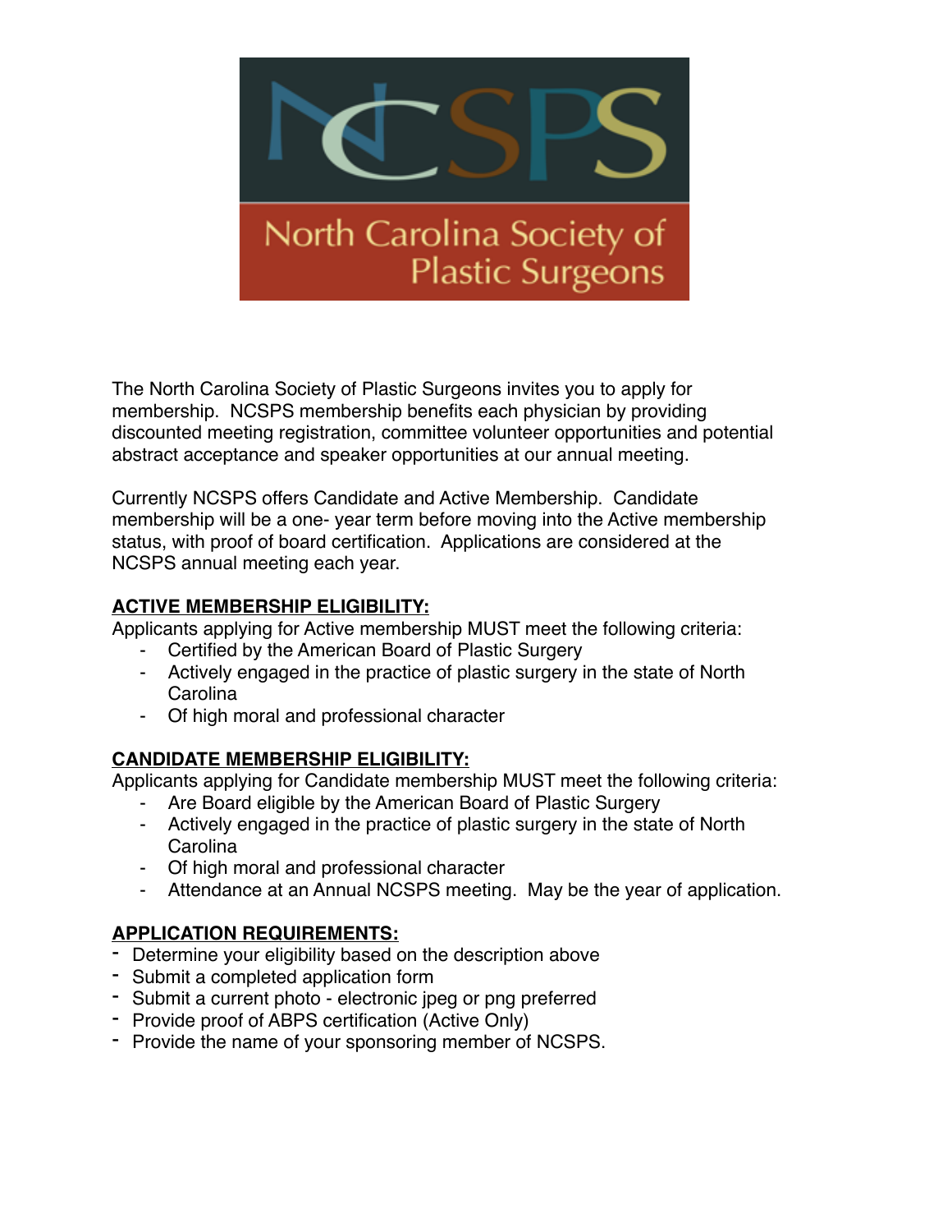NCSPS

North Carolina Society of Plastic Surgeons

The North Carolina Society of Plastic Surgeons invites you to apply for membership. NCSPS membership benefits each physician by providing discounted meeting registration, committee volunteer opportunities and potential abstract acceptance and speaker opportunities at our annual meeting.

Currently NCSPS offers Candidate and Active Membership. Candidate membership will be a one- year term before moving into the Active membership status, with proof of board certification. Applications are considered at the NCSPS annual meeting each year.

**ACTIVE MEMBERSHIP ELIGIBILITY:**

Applicants applying for Active membership MUST meet the following criteria:

- Certified by the American Board of Plastic Surgery
- Actively engaged in the practice of plastic surgery in the state of North Carolina
- Of high moral and professional character

**CANDIDATE MEMBERSHIP ELIGIBILITY:**

Applicants applying for Candidate membership MUST meet the following criteria:

- Are Board eligible by the American Board of Plastic Surgery
- Actively engaged in the practice of plastic surgery in the state of North Carolina
- Of high moral and professional character
- Attendance at an Annual NCSPS meeting. May be the year of application.

**APPLICATION REQUIREMENTS:**

- Determine your eligibility based on the description above
- Submit a completed application form
- Submit a current photo - electronic jpeg or png preferred
- Provide proof of ABPS certification (Active Only)
- Provide the name of your sponsoring member of NCSPS.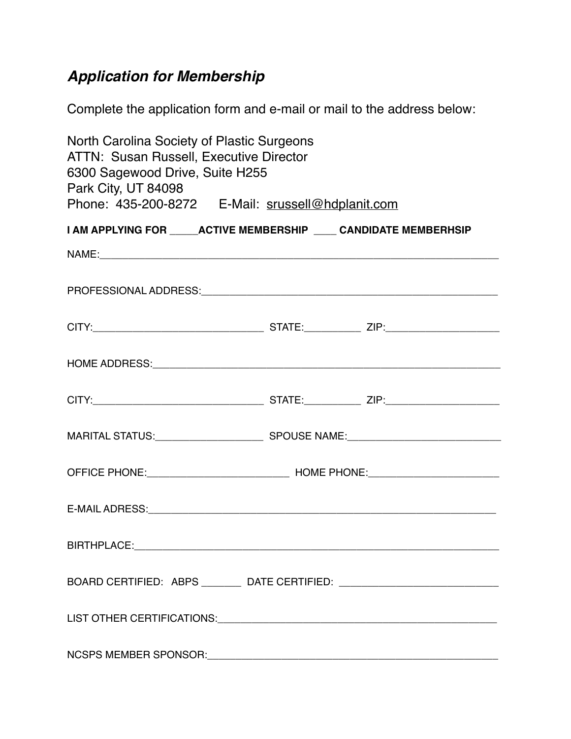## *Application for Membership*

Complete the application form and e-mail or mail to the address below:

North Carolina Society of Plastic Surgeons
ATTN: Susan Russell, Executive Director
6300 Sagewood Drive, Suite H255
Park City, UT 84098
Phone: 435-200-8272 E-Mail: srussell@hdplanit.com

**I AM APPLYING FOR _____ACTIVE MEMBERSHIP ____ CANDIDATE MEMBERHSIP**

NAME:_______________________________________________________________________

PROFESSIONAL ADDRESS:______________________________________________________

CITY:______________________________ STATE:__________ ZIP:____________________

HOME ADDRESS:_____________________________________________________________

CITY:______________________________ STATE:__________ ZIP:____________________

MARITAL STATUS:___________________ SPOUSE NAME:__________________________

OFFICE PHONE:________________________ HOME PHONE:______________________

E-MAIL ADRESS:_____________________________________________________________

BIRTHPLACE:________________________________________________________________

BOARD CERTIFIED: ABPS _______ DATE CERTIFIED: ___________________________

LIST OTHER CERTIFICATIONS:__________________________________________________

NCSPS MEMBER SPONSOR:____________________________________________________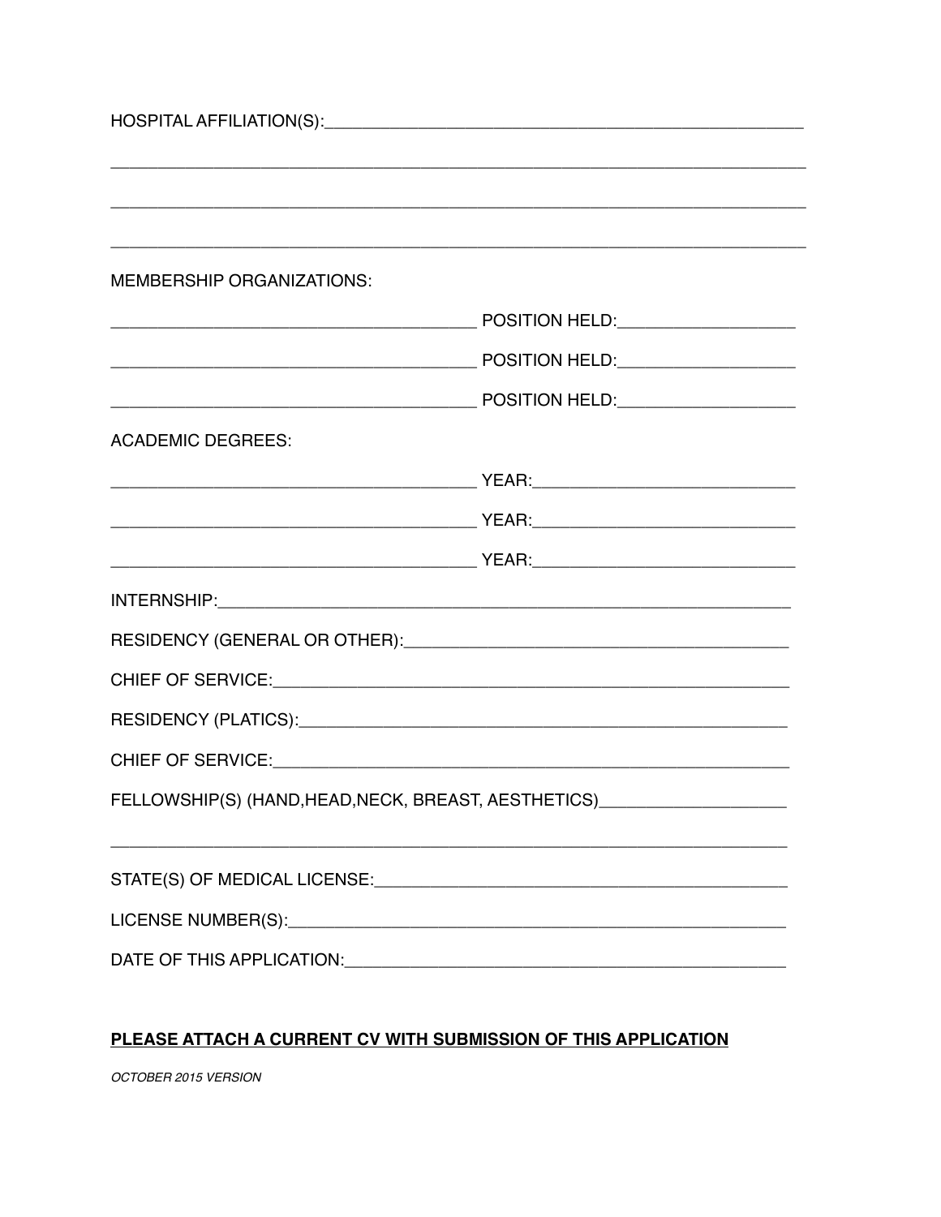HOSPITAL AFFILIATION(S):______________________________________________________

________________________________________________________________________________

________________________________________________________________________________

________________________________________________________________________________

MEMBERSHIP ORGANIZATIONS:

________________________________________ POSITION HELD:___________________

________________________________________ POSITION HELD:___________________

________________________________________ POSITION HELD:___________________

ACADEMIC DEGREES:

________________________________________ YEAR:___________________________

________________________________________ YEAR:___________________________

________________________________________ YEAR:___________________________

INTERNSHIP:_____________________________________________________________

RESIDENCY (GENERAL OR OTHER):___________________________________________

CHIEF OF SERVICE:_______________________________________________________

RESIDENCY (PLATICS):____________________________________________________

CHIEF OF SERVICE:_______________________________________________________

FELLOWSHIP(S) (HAND,HEAD,NECK, BREAST, AESTHETICS)____________________

________________________________________________________________________________

STATE(S) OF MEDICAL LICENSE:____________________________________________

LICENSE NUMBER(S):______________________________________________________

DATE OF THIS APPLICATION:_______________________________________________

**PLEASE ATTACH A CURRENT CV WITH SUBMISSION OF THIS APPLICATION**

*OCTOBER 2015 VERSION*